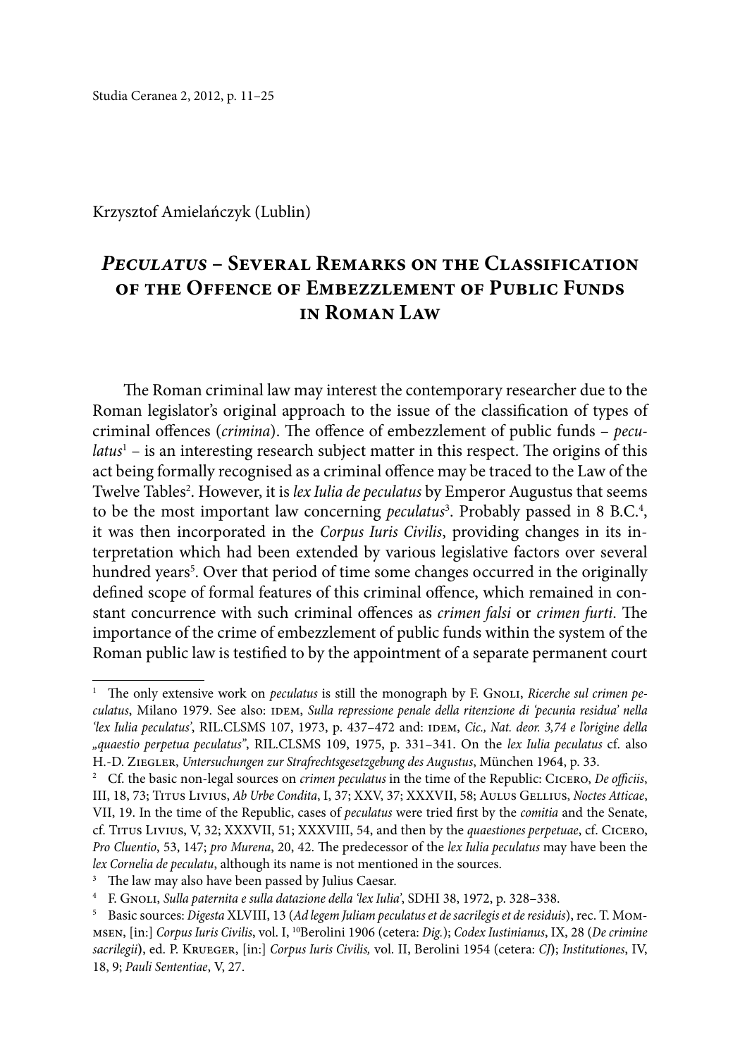Krzysztof Amielańczyk (Lublin)

# *Peculatus* – Several Remarks on the Classification of the Offence of Embezzlement of Public Funds in Roman Law

The Roman criminal law may interest the contemporary researcher due to the Roman legislator's original approach to the issue of the classification of types of criminal offences (*crimina*). The offence of embezzlement of public funds – *peculatus*[1] – is an interesting research subject matter in this respect. The origins of this act being formally recognised as a criminal offence may be traced to the Law of the Twelve Tables[2]. However, it is *lex Iulia de peculatus* by Emperor Augustus that seems to be the most important law concerning *peculatus*[3]. Probably passed in 8 B.C.[4], it was then incorporated in the *Corpus Iuris Civilis*, providing changes in its interpretation which had been extended by various legislative factors over several hundred years[5]. Over that period of time some changes occurred in the originally defined scope of formal features of this criminal offence, which remained in constant concurrence with such criminal offences as *crimen falsi* or *crimen furti*. The importance of the crime of embezzlement of public funds within the system of the Roman public law is testified to by the appointment of a separate permanent court

---

[1] The only extensive work on *peculatus* is still the monograph by F. Gnoli, *Ricerche sul crimen peculatus*, Milano 1979. See also: idem, *Sulla repressione penale della ritenzione di 'pecunia residua' nella 'lex Iulia peculatus'*, RIL.CLSMS 107, 1973, p. 437–472 and: idem, *Cic., Nat. deor. 3,74 e l'origine della „quaestio perpetua peculatus"*, RIL.CLSMS 109, 1975, p. 331–341. On the *lex Iulia peculatus* cf. also H.-D. Ziegler, *Untersuchungen zur Strafrechtsgesetzgebung des Augustus*, München 1964, p. 33.

[2] Cf. the basic non-legal sources on *crimen peculatus* in the time of the Republic: Cicero, *De officiis*, III, 18, 73; Titus Livius, *Ab Urbe Condita*, I, 37; XXV, 37; XXXVII, 58; Aulus Gellius, *Noctes Atticae*, VII, 19. In the time of the Republic, cases of *peculatus* were tried first by the *comitia* and the Senate, cf. Titus Livius, V, 32; XXXVII, 51; XXXVIII, 54, and then by the *quaestiones perpetuae*, cf. Cicero, *Pro Cluentio*, 53, 147; *pro Murena*, 20, 42. The predecessor of the *lex Iulia peculatus* may have been the *lex Cornelia de peculatu*, although its name is not mentioned in the sources.

[3] The law may also have been passed by Julius Caesar.

[4] F. Gnoli, *Sulla paternita e sulla datazione della 'lex Iulia'*, SDHI 38, 1972, p. 328–338.

[5] Basic sources: *Digesta* XLVIII, 13 (*Ad legem Juliam peculatus et de sacrilegis et de residuis*), rec. T. Mommsen, [in:] *Corpus Iuris Civilis*, vol. I, 10Berolini 1906 (cetera: *Dig.*); *Codex Iustinianus*, IX, 28 (*De crimine sacrilegii*), ed. P. Krueger, [in:] *Corpus Iuris Civilis,* vol. II, Berolini 1954 (cetera: *CJ*); *Institutiones*, IV, 18, 9; *Pauli Sententiae*, V, 27.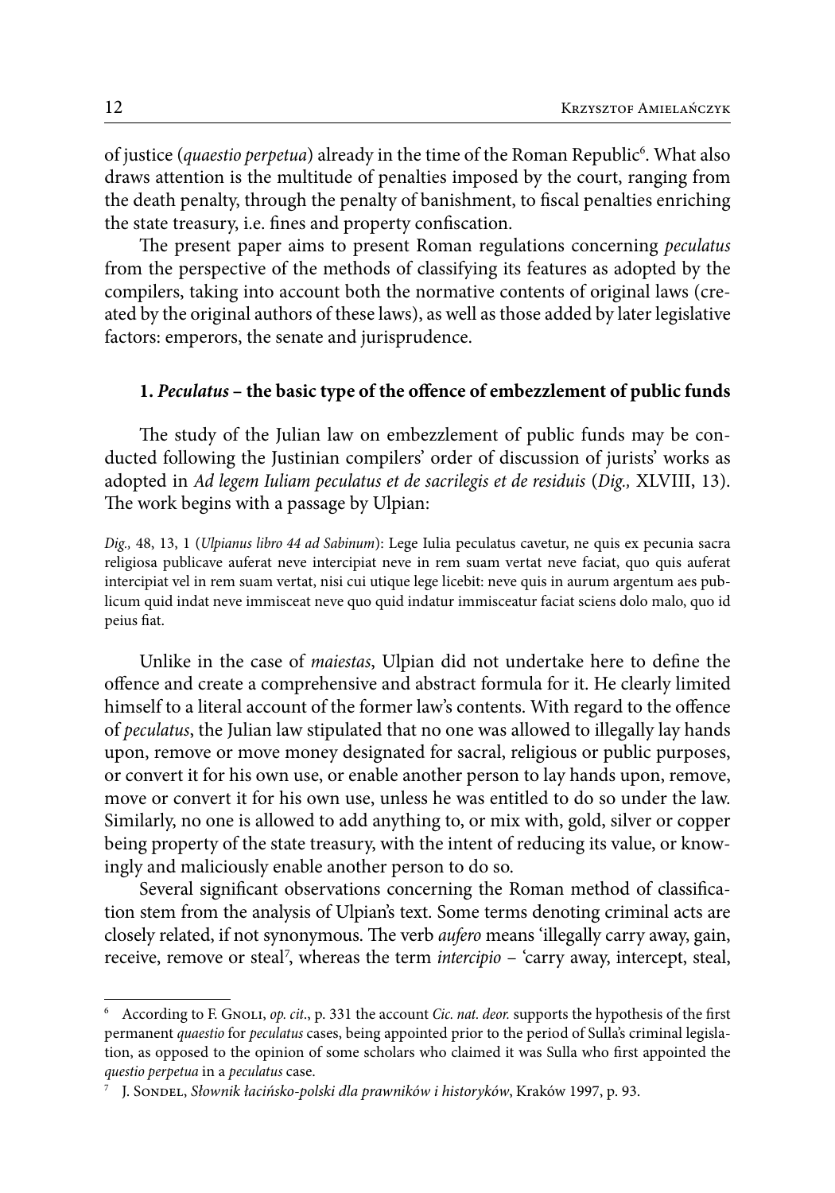of justice (*quaestio perpetua*) already in the time of the Roman Republic[6]. What also draws attention is the multitude of penalties imposed by the court, ranging from the death penalty, through the penalty of banishment, to fiscal penalties enriching the state treasury, i.e. fines and property confiscation.

The present paper aims to present Roman regulations concerning *peculatus* from the perspective of the methods of classifying its features as adopted by the compilers, taking into account both the normative contents of original laws (created by the original authors of these laws), as well as those added by later legislative factors: emperors, the senate and jurisprudence.

### 1. *Peculatus* – the basic type of the offence of embezzlement of public funds

The study of the Julian law on embezzlement of public funds may be conducted following the Justinian compilers' order of discussion of jurists' works as adopted in *Ad legem Iuliam peculatus et de sacrilegis et de residuis* (*Dig.,* XLVIII, 13). The work begins with a passage by Ulpian:

*Dig.,* 48, 13, 1 (*Ulpianus libro 44 ad Sabinum*): Lege Iulia peculatus cavetur, ne quis ex pecunia sacra religiosa publicave auferat neve intercipiat neve in rem suam vertat neve faciat, quo quis auferat intercipiat vel in rem suam vertat, nisi cui utique lege licebit: neve quis in aurum argentum aes publicum quid indat neve immisceat neve quo quid indatur immisceatur faciat sciens dolo malo, quo id peius fiat.

Unlike in the case of *maiestas*, Ulpian did not undertake here to define the offence and create a comprehensive and abstract formula for it. He clearly limited himself to a literal account of the former law's contents. With regard to the offence of *peculatus*, the Julian law stipulated that no one was allowed to illegally lay hands upon, remove or move money designated for sacral, religious or public purposes, or convert it for his own use, or enable another person to lay hands upon, remove, move or convert it for his own use, unless he was entitled to do so under the law. Similarly, no one is allowed to add anything to, or mix with, gold, silver or copper being property of the state treasury, with the intent of reducing its value, or knowingly and maliciously enable another person to do so.

Several significant observations concerning the Roman method of classification stem from the analysis of Ulpian's text. Some terms denoting criminal acts are closely related, if not synonymous. The verb *aufero* means 'illegally carry away, gain, receive, remove or steal[7], whereas the term *intercipio* – 'carry away, intercept, steal,

---

[6] According to F. Gnoli, *op. cit*., p. 331 the account *Cic. nat. deor.* supports the hypothesis of the first permanent *quaestio* for *peculatus* cases, being appointed prior to the period of Sulla's criminal legislation, as opposed to the opinion of some scholars who claimed it was Sulla who first appointed the *questio perpetua* in a *peculatus* case.

[7] J. Sondel, *Słownik łacińsko-polski dla prawników i historyków*, Kraków 1997, p. 93.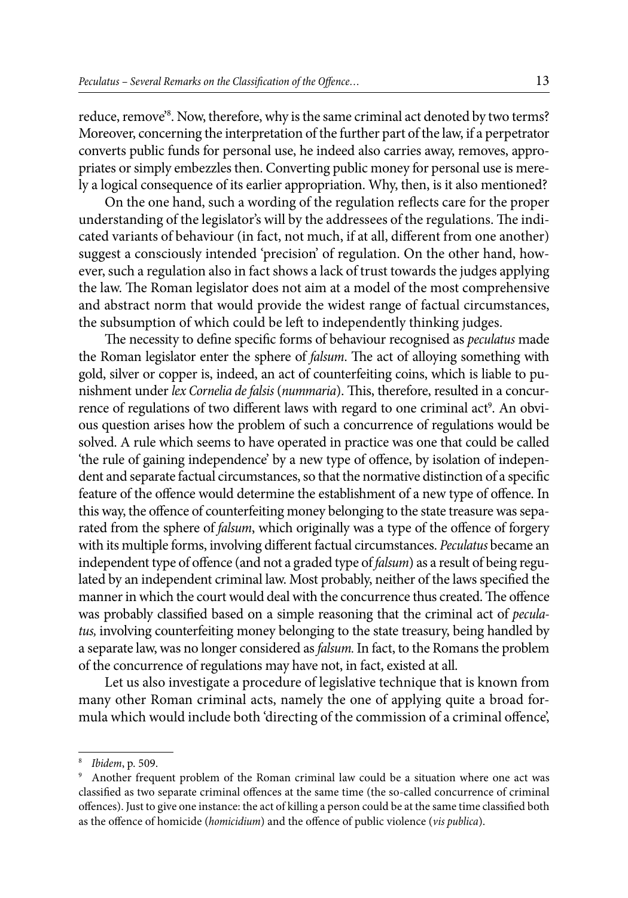reduce, remove'[8]. Now, therefore, why is the same criminal act denoted by two terms? Moreover, concerning the interpretation of the further part of the law, if a perpetrator converts public funds for personal use, he indeed also carries away, removes, appropriates or simply embezzles then. Converting public money for personal use is merely a logical consequence of its earlier appropriation. Why, then, is it also mentioned?

On the one hand, such a wording of the regulation reflects care for the proper understanding of the legislator's will by the addressees of the regulations. The indicated variants of behaviour (in fact, not much, if at all, different from one another) suggest a consciously intended 'precision' of regulation. On the other hand, however, such a regulation also in fact shows a lack of trust towards the judges applying the law. The Roman legislator does not aim at a model of the most comprehensive and abstract norm that would provide the widest range of factual circumstances, the subsumption of which could be left to independently thinking judges.

The necessity to define specific forms of behaviour recognised as *peculatus* made the Roman legislator enter the sphere of *falsum*. The act of alloying something with gold, silver or copper is, indeed, an act of counterfeiting coins, which is liable to punishment under *lex Cornelia de falsis* (*nummaria*). This, therefore, resulted in a concurrence of regulations of two different laws with regard to one criminal act[9]. An obvious question arises how the problem of such a concurrence of regulations would be solved. A rule which seems to have operated in practice was one that could be called 'the rule of gaining independence' by a new type of offence, by isolation of independent and separate factual circumstances, so that the normative distinction of a specific feature of the offence would determine the establishment of a new type of offence. In this way, the offence of counterfeiting money belonging to the state treasure was separated from the sphere of *falsum*, which originally was a type of the offence of forgery with its multiple forms, involving different factual circumstances. *Peculatus* became an independent type of offence (and not a graded type of *falsum*) as a result of being regulated by an independent criminal law. Most probably, neither of the laws specified the manner in which the court would deal with the concurrence thus created. The offence was probably classified based on a simple reasoning that the criminal act of *peculatus,* involving counterfeiting money belonging to the state treasury, being handled by a separate law, was no longer considered as *falsum.* In fact, to the Romans the problem of the concurrence of regulations may have not, in fact, existed at all.

Let us also investigate a procedure of legislative technique that is known from many other Roman criminal acts, namely the one of applying quite a broad formula which would include both 'directing of the commission of a criminal offence',

---

[8] *Ibidem*, p. 509.

[9] Another frequent problem of the Roman criminal law could be a situation where one act was classified as two separate criminal offences at the same time (the so-called concurrence of criminal offences). Just to give one instance: the act of killing a person could be at the same time classified both as the offence of homicide (*homicidium*) and the offence of public violence (*vis publica*).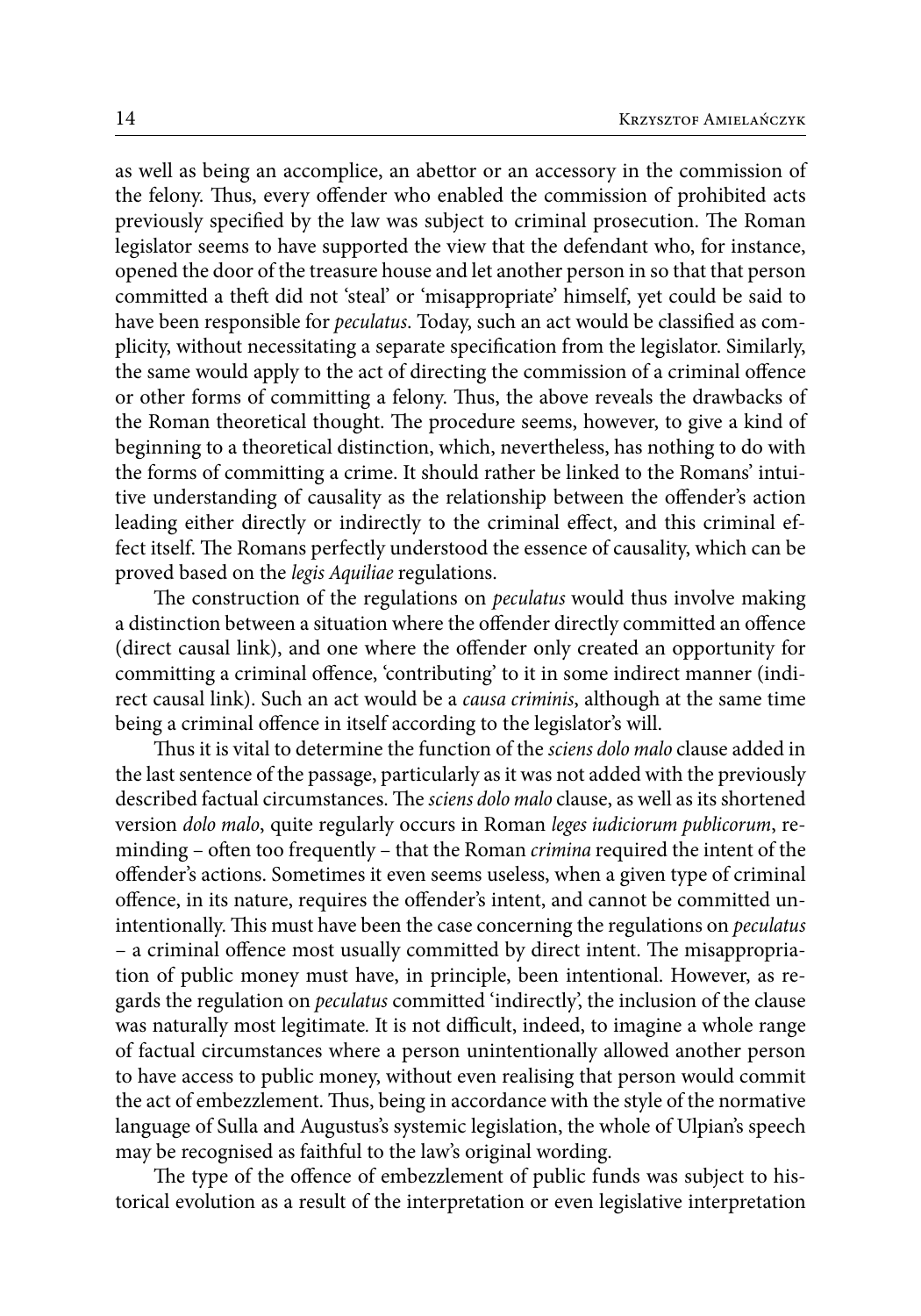as well as being an accomplice, an abettor or an accessory in the commission of the felony. Thus, every offender who enabled the commission of prohibited acts previously specified by the law was subject to criminal prosecution. The Roman legislator seems to have supported the view that the defendant who, for instance, opened the door of the treasure house and let another person in so that that person committed a theft did not 'steal' or 'misappropriate' himself, yet could be said to have been responsible for *peculatus*. Today, such an act would be classified as complicity, without necessitating a separate specification from the legislator. Similarly, the same would apply to the act of directing the commission of a criminal offence or other forms of committing a felony. Thus, the above reveals the drawbacks of the Roman theoretical thought. The procedure seems, however, to give a kind of beginning to a theoretical distinction, which, nevertheless, has nothing to do with the forms of committing a crime. It should rather be linked to the Romans' intuitive understanding of causality as the relationship between the offender's action leading either directly or indirectly to the criminal effect, and this criminal effect itself. The Romans perfectly understood the essence of causality, which can be proved based on the *legis Aquiliae* regulations.

The construction of the regulations on *peculatus* would thus involve making a distinction between a situation where the offender directly committed an offence (direct causal link), and one where the offender only created an opportunity for committing a criminal offence, 'contributing' to it in some indirect manner (indirect causal link). Such an act would be a *causa criminis*, although at the same time being a criminal offence in itself according to the legislator's will.

Thus it is vital to determine the function of the *sciens dolo malo* clause added in the last sentence of the passage, particularly as it was not added with the previously described factual circumstances. The *sciens dolo malo* clause, as well as its shortened version *dolo malo*, quite regularly occurs in Roman *leges iudiciorum publicorum*, reminding – often too frequently – that the Roman *crimina* required the intent of the offender's actions. Sometimes it even seems useless, when a given type of criminal offence, in its nature, requires the offender's intent, and cannot be committed unintentionally. This must have been the case concerning the regulations on *peculatus* – a criminal offence most usually committed by direct intent. The misappropriation of public money must have, in principle, been intentional. However, as regards the regulation on *peculatus* committed 'indirectly', the inclusion of the clause was naturally most legitimate. It is not difficult, indeed, to imagine a whole range of factual circumstances where a person unintentionally allowed another person to have access to public money, without even realising that person would commit the act of embezzlement. Thus, being in accordance with the style of the normative language of Sulla and Augustus's systemic legislation, the whole of Ulpian's speech may be recognised as faithful to the law's original wording.

The type of the offence of embezzlement of public funds was subject to historical evolution as a result of the interpretation or even legislative interpretation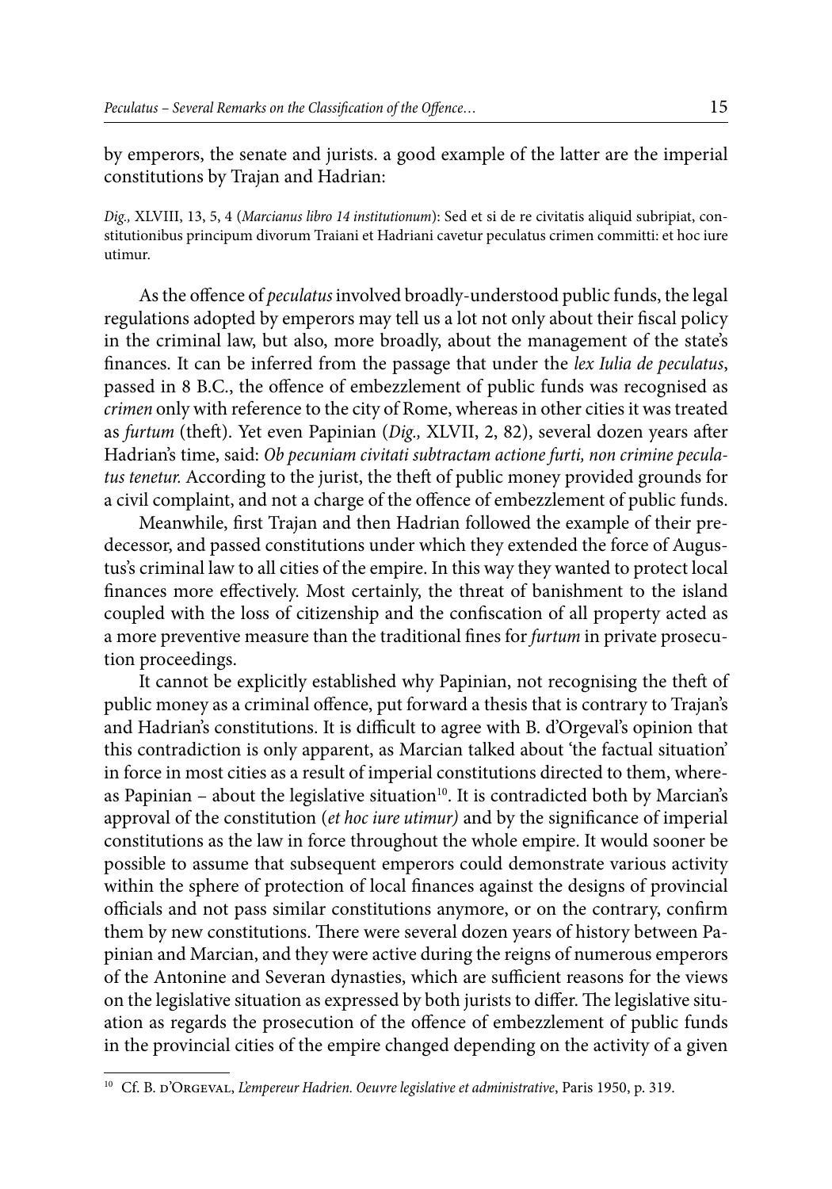by emperors, the senate and jurists. a good example of the latter are the imperial constitutions by Trajan and Hadrian:

*Dig.,* XLVIII, 13, 5, 4 (*Marcianus libro 14 institutionum*): Sed et si de re civitatis aliquid subripiat, constitutionibus principum divorum Traiani et Hadriani cavetur peculatus crimen committi: et hoc iure utimur.

As the offence of *peculatus* involved broadly-understood public funds, the legal regulations adopted by emperors may tell us a lot not only about their fiscal policy in the criminal law, but also, more broadly, about the management of the state's finances. It can be inferred from the passage that under the *lex Iulia de peculatus*, passed in 8 B.C., the offence of embezzlement of public funds was recognised as *crimen* only with reference to the city of Rome, whereas in other cities it was treated as *furtum* (theft). Yet even Papinian (*Dig.,* XLVII, 2, 82), several dozen years after Hadrian's time, said: *Ob pecuniam civitati subtractam actione furti, non crimine peculatus tenetur.* According to the jurist, the theft of public money provided grounds for a civil complaint, and not a charge of the offence of embezzlement of public funds.

Meanwhile, first Trajan and then Hadrian followed the example of their predecessor, and passed constitutions under which they extended the force of Augustus's criminal law to all cities of the empire. In this way they wanted to protect local finances more effectively. Most certainly, the threat of banishment to the island coupled with the loss of citizenship and the confiscation of all property acted as a more preventive measure than the traditional fines for *furtum* in private prosecution proceedings.

It cannot be explicitly established why Papinian, not recognising the theft of public money as a criminal offence, put forward a thesis that is contrary to Trajan's and Hadrian's constitutions. It is difficult to agree with B. d'Orgeval's opinion that this contradiction is only apparent, as Marcian talked about 'the factual situation' in force in most cities as a result of imperial constitutions directed to them, whereas Papinian – about the legislative situation[10]. It is contradicted both by Marcian's approval of the constitution (*et hoc iure utimur)* and by the significance of imperial constitutions as the law in force throughout the whole empire. It would sooner be possible to assume that subsequent emperors could demonstrate various activity within the sphere of protection of local finances against the designs of provincial officials and not pass similar constitutions anymore, or on the contrary, confirm them by new constitutions. There were several dozen years of history between Papinian and Marcian, and they were active during the reigns of numerous emperors of the Antonine and Severan dynasties, which are sufficient reasons for the views on the legislative situation as expressed by both jurists to differ. The legislative situation as regards the prosecution of the offence of embezzlement of public funds in the provincial cities of the empire changed depending on the activity of a given

[10] Cf. B. d'Orgeval, *L'empereur Hadrien. Oeuvre legislative et administrative*, Paris 1950, p. 319.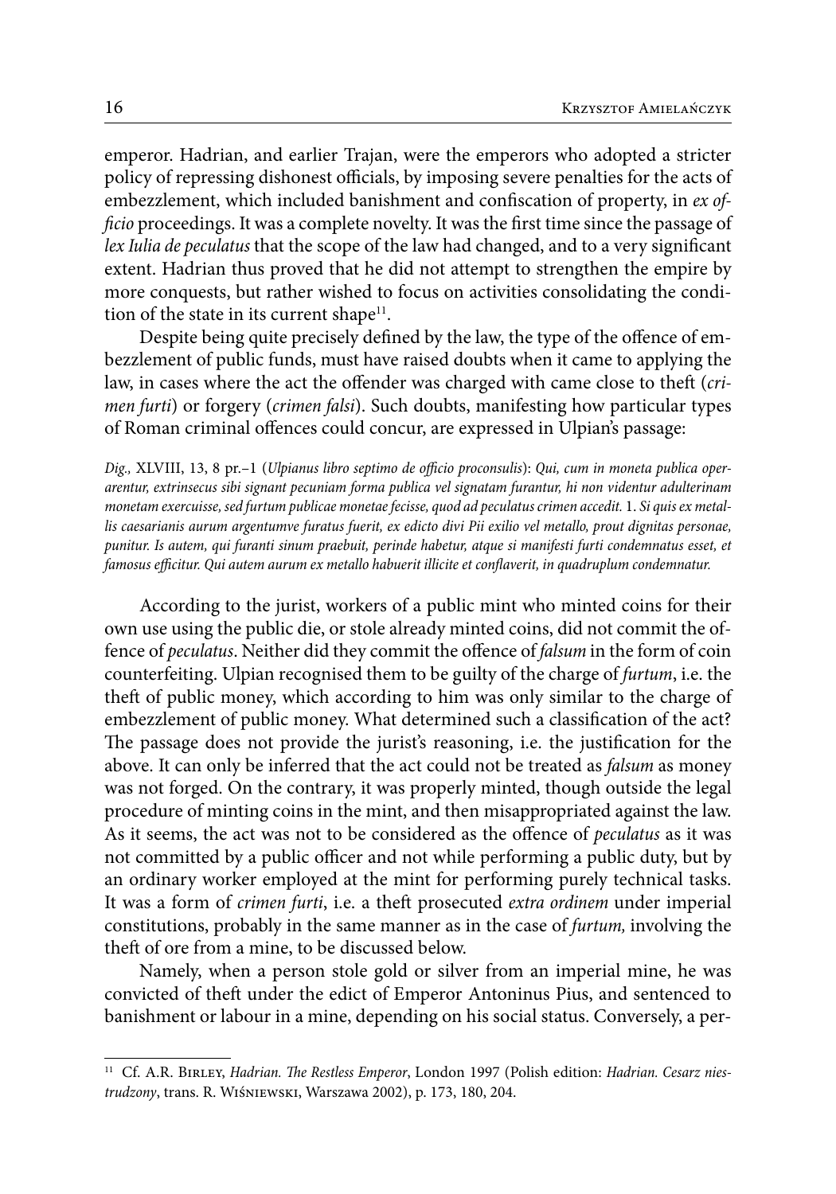emperor. Hadrian, and earlier Trajan, were the emperors who adopted a stricter policy of repressing dishonest officials, by imposing severe penalties for the acts of embezzlement, which included banishment and confiscation of property, in *ex officio* proceedings. It was a complete novelty. It was the first time since the passage of *lex Iulia de peculatus* that the scope of the law had changed, and to a very significant extent. Hadrian thus proved that he did not attempt to strengthen the empire by more conquests, but rather wished to focus on activities consolidating the condition of the state in its current shape[11].

Despite being quite precisely defined by the law, the type of the offence of embezzlement of public funds, must have raised doubts when it came to applying the law, in cases where the act the offender was charged with came close to theft (*crimen furti*) or forgery (*crimen falsi*). Such doubts, manifesting how particular types of Roman criminal offences could concur, are expressed in Ulpian's passage:

*Dig.,* XLVIII, 13, 8 pr.–1 (*Ulpianus libro septimo de officio proconsulis*): *Qui, cum in moneta publica operarentur, extrinsecus sibi signant pecuniam forma publica vel signatam furantur, hi non videntur adulterinam monetam exercuisse, sed furtum publicae monetae fecisse, quod ad peculatus crimen accedit.* 1. *Si quis ex metallis caesarianis aurum argentumve furatus fuerit, ex edicto divi Pii exilio vel metallo, prout dignitas personae, punitur. Is autem, qui furanti sinum praebuit, perinde habetur, atque si manifesti furti condemnatus esset, et famosus efficitur. Qui autem aurum ex metallo habuerit illicite et conflaverit, in quadruplum condemnatur.*

According to the jurist, workers of a public mint who minted coins for their own use using the public die, or stole already minted coins, did not commit the offence of *peculatus*. Neither did they commit the offence of *falsum* in the form of coin counterfeiting. Ulpian recognised them to be guilty of the charge of *furtum*, i.e. the theft of public money, which according to him was only similar to the charge of embezzlement of public money. What determined such a classification of the act? The passage does not provide the jurist's reasoning, i.e. the justification for the above. It can only be inferred that the act could not be treated as *falsum* as money was not forged. On the contrary, it was properly minted, though outside the legal procedure of minting coins in the mint, and then misappropriated against the law. As it seems, the act was not to be considered as the offence of *peculatus* as it was not committed by a public officer and not while performing a public duty, but by an ordinary worker employed at the mint for performing purely technical tasks. It was a form of *crimen furti*, i.e. a theft prosecuted *extra ordinem* under imperial constitutions, probably in the same manner as in the case of *furtum,* involving the theft of ore from a mine, to be discussed below.

Namely, when a person stole gold or silver from an imperial mine, he was convicted of theft under the edict of Emperor Antoninus Pius, and sentenced to banishment or labour in a mine, depending on his social status. Conversely, a per-

[11] Cf. A.R. Birley, *Hadrian. The Restless Emperor*, London 1997 (Polish edition: *Hadrian. Cesarz niestrudzony*, trans. R. Wiśniewski, Warszawa 2002), p. 173, 180, 204.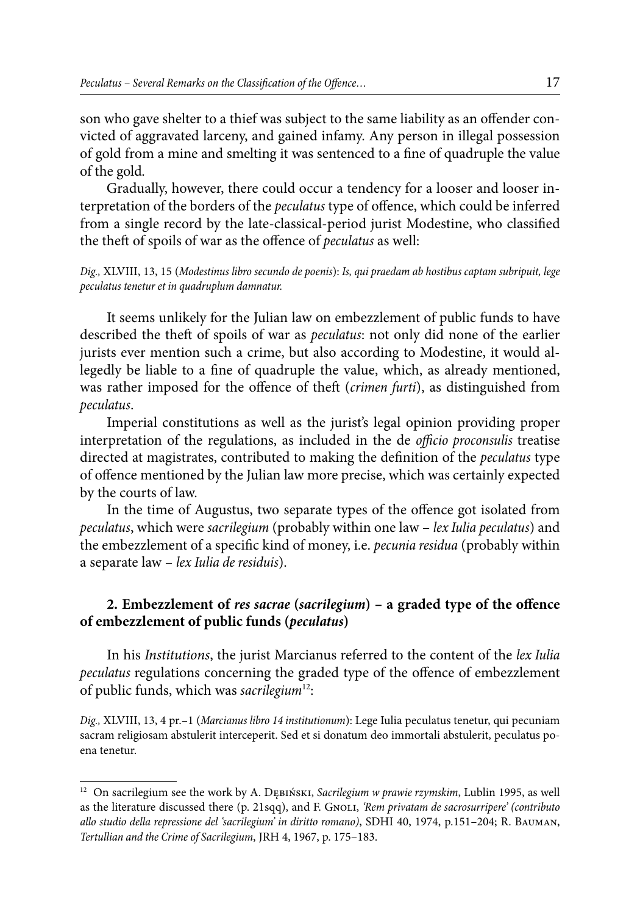son who gave shelter to a thief was subject to the same liability as an offender convicted of aggravated larceny, and gained infamy. Any person in illegal possession of gold from a mine and smelting it was sentenced to a fine of quadruple the value of the gold.

Gradually, however, there could occur a tendency for a looser and looser interpretation of the borders of the *peculatus* type of offence, which could be inferred from a single record by the late-classical-period jurist Modestine, who classified the theft of spoils of war as the offence of *peculatus* as well:

*Dig.,* XLVIII, 13, 15 (*Modestinus libro secundo de poenis*): *Is, qui praedam ab hostibus captam subripuit, lege peculatus tenetur et in quadruplum damnatur.*

It seems unlikely for the Julian law on embezzlement of public funds to have described the theft of spoils of war as *peculatus*: not only did none of the earlier jurists ever mention such a crime, but also according to Modestine, it would allegedly be liable to a fine of quadruple the value, which, as already mentioned, was rather imposed for the offence of theft (*crimen furti*), as distinguished from *peculatus*.

Imperial constitutions as well as the jurist's legal opinion providing proper interpretation of the regulations, as included in the de *officio proconsulis* treatise directed at magistrates, contributed to making the definition of the *peculatus* type of offence mentioned by the Julian law more precise, which was certainly expected by the courts of law.

In the time of Augustus, two separate types of the offence got isolated from *peculatus*, which were *sacrilegium* (probably within one law – *lex Iulia peculatus*) and the embezzlement of a specific kind of money, i.e. *pecunia residua* (probably within a separate law – *lex Iulia de residuis*).

## 2. Embezzlement of *res sacrae* (*sacrilegium*) – a graded type of the offence of embezzlement of public funds (*peculatus*)

In his *Institutions*, the jurist Marcianus referred to the content of the *lex Iulia peculatus* regulations concerning the graded type of the offence of embezzlement of public funds, which was *sacrilegium*[12]:

*Dig.,* XLVIII, 13, 4 pr.–1 (*Marcianus libro 14 institutionum*): Lege Iulia peculatus tenetur, qui pecuniam sacram religiosam abstulerit interceperit. Sed et si donatum deo immortali abstulerit, peculatus poena tenetur.

---

[12] On sacrilegium see the work by A. Dębiński, *Sacrilegium w prawie rzymskim*, Lublin 1995, as well as the literature discussed there (p. 21sqq), and F. Gnoli, *'Rem privatam de sacrosurripere' (contributo allo studio della repressione del 'sacrilegium' in diritto romano)*, SDHI 40, 1974, p.151–204; R. Bauman, *Tertullian and the Crime of Sacrilegium*, JRH 4, 1967, p. 175–183.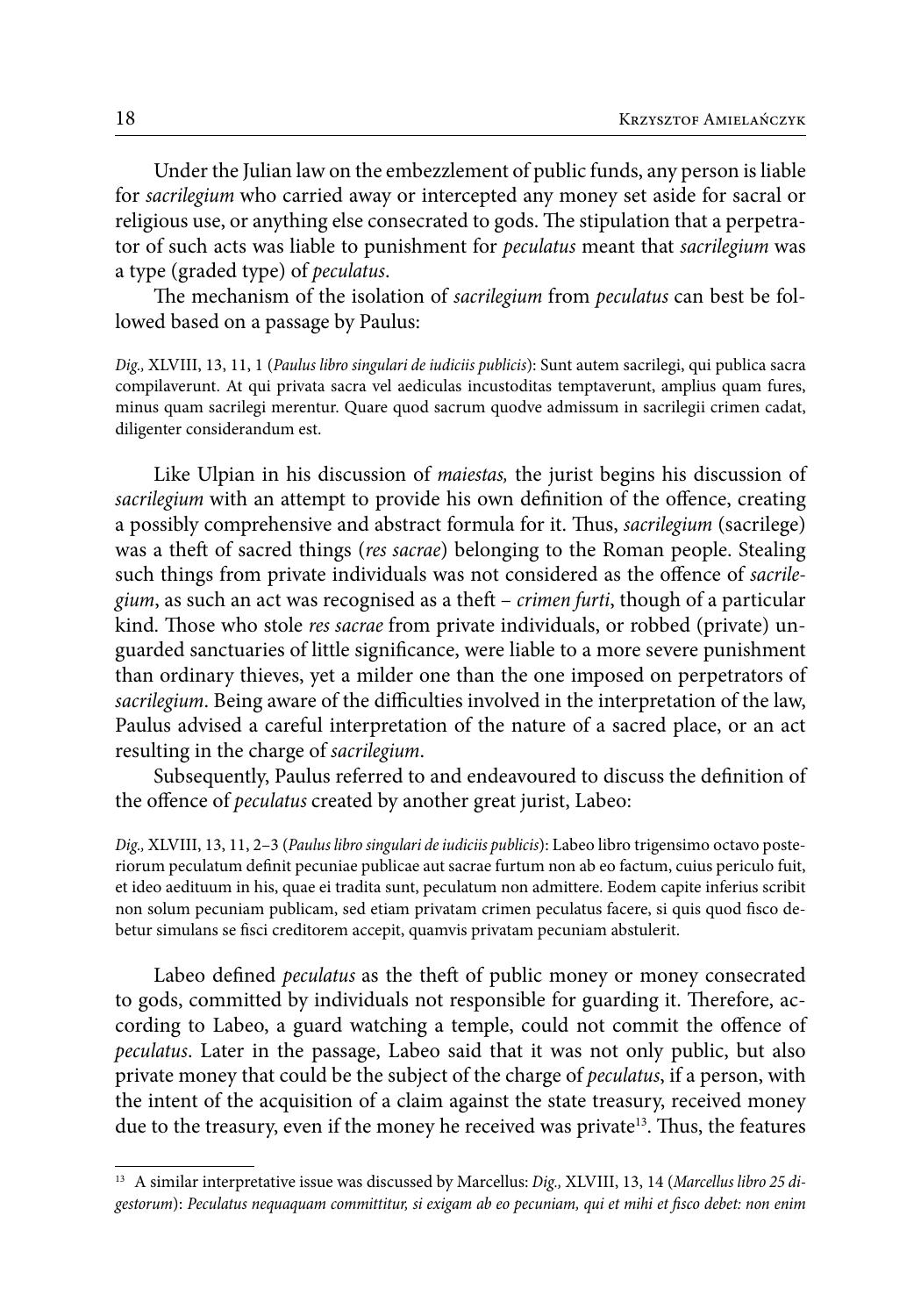Under the Julian law on the embezzlement of public funds, any person is liable for *sacrilegium* who carried away or intercepted any money set aside for sacral or religious use, or anything else consecrated to gods. The stipulation that a perpetrator of such acts was liable to punishment for *peculatus* meant that *sacrilegium* was a type (graded type) of *peculatus*.

The mechanism of the isolation of *sacrilegium* from *peculatus* can best be followed based on a passage by Paulus:

*Dig.,* XLVIII, 13, 11, 1 (*Paulus libro singulari de iudiciis publicis*): Sunt autem sacrilegi, qui publica sacra compilaverunt. At qui privata sacra vel aediculas incustoditas temptaverunt, amplius quam fures, minus quam sacrilegi merentur. Quare quod sacrum quodve admissum in sacrilegii crimen cadat, diligenter considerandum est.

Like Ulpian in his discussion of *maiestas,* the jurist begins his discussion of *sacrilegium* with an attempt to provide his own definition of the offence, creating a possibly comprehensive and abstract formula for it. Thus, *sacrilegium* (sacrilege) was a theft of sacred things (*res sacrae*) belonging to the Roman people. Stealing such things from private individuals was not considered as the offence of *sacrilegium*, as such an act was recognised as a theft – *crimen furti*, though of a particular kind. Those who stole *res sacrae* from private individuals, or robbed (private) unguarded sanctuaries of little significance, were liable to a more severe punishment than ordinary thieves, yet a milder one than the one imposed on perpetrators of *sacrilegium*. Being aware of the difficulties involved in the interpretation of the law, Paulus advised a careful interpretation of the nature of a sacred place, or an act resulting in the charge of *sacrilegium*.

Subsequently, Paulus referred to and endeavoured to discuss the definition of the offence of *peculatus* created by another great jurist, Labeo:

*Dig.,* XLVIII, 13, 11, 2–3 (*Paulus libro singulari de iudiciis publicis*): Labeo libro trigensimo octavo posteriorum peculatum definit pecuniae publicae aut sacrae furtum non ab eo factum, cuius periculo fuit, et ideo aedituum in his, quae ei tradita sunt, peculatum non admittere. Eodem capite inferius scribit non solum pecuniam publicam, sed etiam privatam crimen peculatus facere, si quis quod fisco debetur simulans se fisci creditorem accepit, quamvis privatam pecuniam abstulerit.

Labeo defined *peculatus* as the theft of public money or money consecrated to gods, committed by individuals not responsible for guarding it. Therefore, according to Labeo, a guard watching a temple, could not commit the offence of *peculatus*. Later in the passage, Labeo said that it was not only public, but also private money that could be the subject of the charge of *peculatus*, if a person, with the intent of the acquisition of a claim against the state treasury, received money due to the treasury, even if the money he received was private[13]. Thus, the features

---

[13] A similar interpretative issue was discussed by Marcellus: *Dig.,* XLVIII, 13, 14 (*Marcellus libro 25 digestorum*): *Peculatus nequaquam committitur, si exigam ab eo pecuniam, qui et mihi et fisco debet: non enim*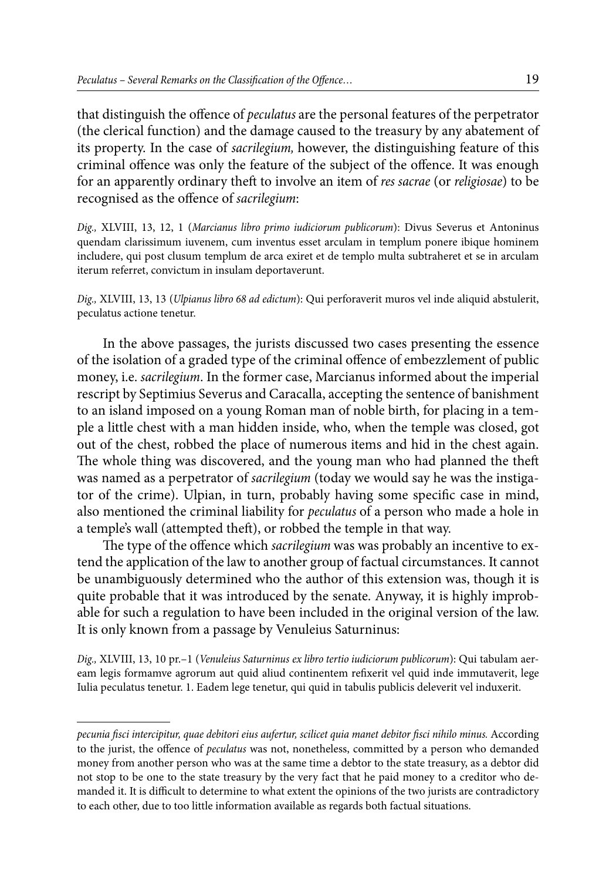that distinguish the offence of *peculatus* are the personal features of the perpetrator (the clerical function) and the damage caused to the treasury by any abatement of its property. In the case of *sacrilegium,* however, the distinguishing feature of this criminal offence was only the feature of the subject of the offence. It was enough for an apparently ordinary theft to involve an item of *res sacrae* (or *religiosae*) to be recognised as the offence of *sacrilegium*:

*Dig.,* XLVIII, 13, 12, 1 (*Marcianus libro primo iudiciorum publicorum*): Divus Severus et Antoninus quendam clarissimum iuvenem, cum inventus esset arculam in templum ponere ibique hominem includere, qui post clusum templum de arca exiret et de templo multa subtraheret et se in arculam iterum referret, convictum in insulam deportaverunt.

*Dig.,* XLVIII, 13, 13 (*Ulpianus libro 68 ad edictum*): Qui perforaverit muros vel inde aliquid abstulerit, peculatus actione tenetur.

In the above passages, the jurists discussed two cases presenting the essence of the isolation of a graded type of the criminal offence of embezzlement of public money, i.e. *sacrilegium*. In the former case, Marcianus informed about the imperial rescript by Septimius Severus and Caracalla, accepting the sentence of banishment to an island imposed on a young Roman man of noble birth, for placing in a temple a little chest with a man hidden inside, who, when the temple was closed, got out of the chest, robbed the place of numerous items and hid in the chest again. The whole thing was discovered, and the young man who had planned the theft was named as a perpetrator of *sacrilegium* (today we would say he was the instigator of the crime). Ulpian, in turn, probably having some specific case in mind, also mentioned the criminal liability for *peculatus* of a person who made a hole in a temple's wall (attempted theft), or robbed the temple in that way.

The type of the offence which *sacrilegium* was was probably an incentive to extend the application of the law to another group of factual circumstances. It cannot be unambiguously determined who the author of this extension was, though it is quite probable that it was introduced by the senate. Anyway, it is highly improbable for such a regulation to have been included in the original version of the law. It is only known from a passage by Venuleius Saturninus:

*Dig.,* XLVIII, 13, 10 pr.–1 (*Venuleius Saturninus ex libro tertio iudiciorum publicorum*): Qui tabulam aeream legis formamve agrorum aut quid aliud continentem refixerit vel quid inde immutaverit, lege Iulia peculatus tenetur. 1. Eadem lege tenetur, qui quid in tabulis publicis deleverit vel induxerit.

---

*pecunia fisci intercipitur, quae debitori eius aufertur, scilicet quia manet debitor fisci nihilo minus.* According to the jurist, the offence of *peculatus* was not, nonetheless, committed by a person who demanded money from another person who was at the same time a debtor to the state treasury, as a debtor did not stop to be one to the state treasury by the very fact that he paid money to a creditor who demanded it. It is difficult to determine to what extent the opinions of the two jurists are contradictory to each other, due to too little information available as regards both factual situations.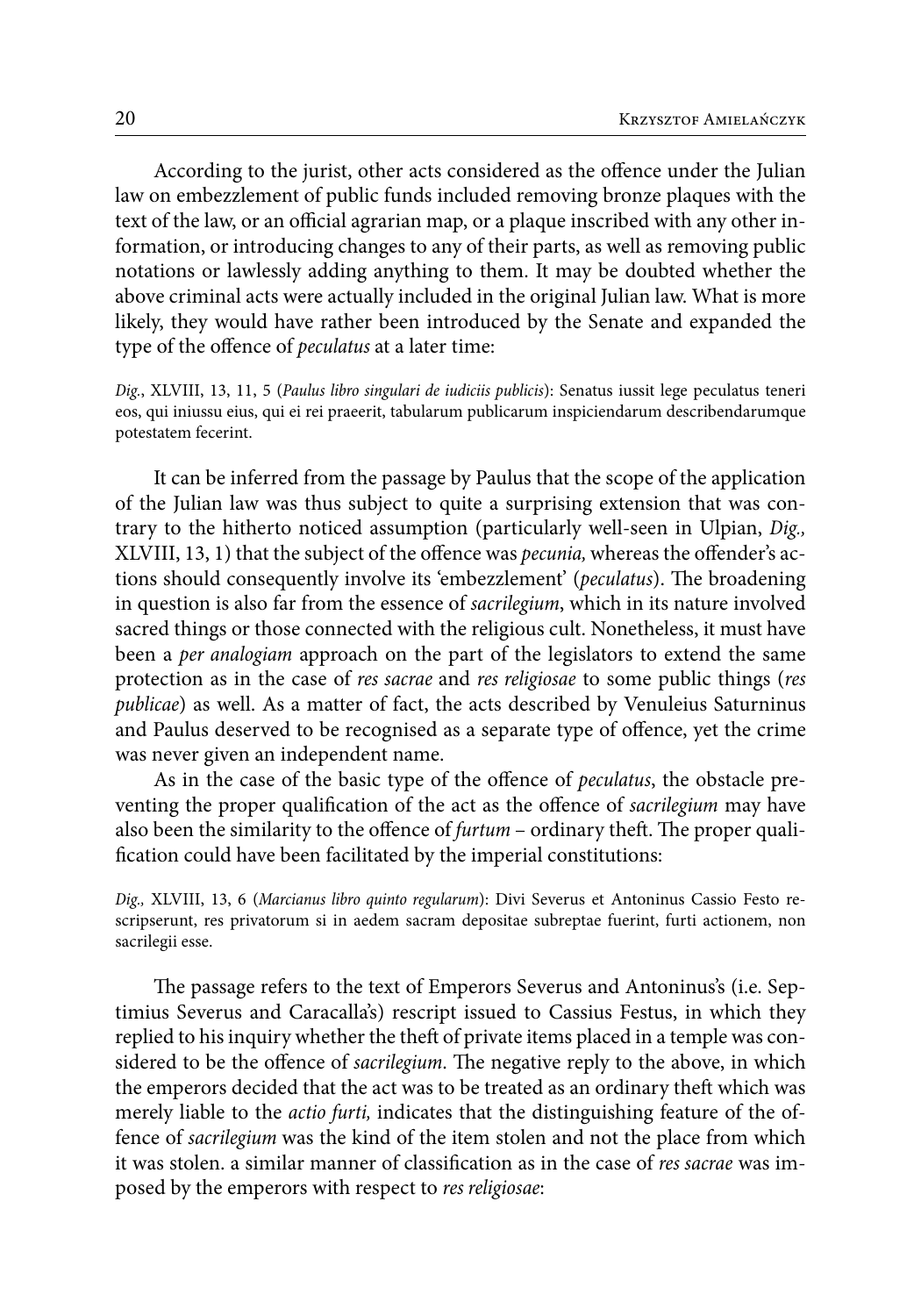According to the jurist, other acts considered as the offence under the Julian law on embezzlement of public funds included removing bronze plaques with the text of the law, or an official agrarian map, or a plaque inscribed with any other information, or introducing changes to any of their parts, as well as removing public notations or lawlessly adding anything to them. It may be doubted whether the above criminal acts were actually included in the original Julian law. What is more likely, they would have rather been introduced by the Senate and expanded the type of the offence of *peculatus* at a later time:

*Dig.*, XLVIII, 13, 11, 5 (*Paulus libro singulari de iudiciis publicis*): Senatus iussit lege peculatus teneri eos, qui iniussu eius, qui ei rei praeerit, tabularum publicarum inspiciendarum describendarumque potestatem fecerint.

It can be inferred from the passage by Paulus that the scope of the application of the Julian law was thus subject to quite a surprising extension that was contrary to the hitherto noticed assumption (particularly well-seen in Ulpian, *Dig.,* XLVIII, 13, 1) that the subject of the offence was *pecunia,* whereas the offender's actions should consequently involve its 'embezzlement' (*peculatus*). The broadening in question is also far from the essence of *sacrilegium*, which in its nature involved sacred things or those connected with the religious cult. Nonetheless, it must have been a *per analogiam* approach on the part of the legislators to extend the same protection as in the case of *res sacrae* and *res religiosae* to some public things (*res publicae*) as well. As a matter of fact, the acts described by Venuleius Saturninus and Paulus deserved to be recognised as a separate type of offence, yet the crime was never given an independent name.

As in the case of the basic type of the offence of *peculatus*, the obstacle preventing the proper qualification of the act as the offence of *sacrilegium* may have also been the similarity to the offence of *furtum* – ordinary theft. The proper qualification could have been facilitated by the imperial constitutions:

*Dig.,* XLVIII, 13, 6 (*Marcianus libro quinto regularum*): Divi Severus et Antoninus Cassio Festo rescripserunt, res privatorum si in aedem sacram depositae subreptae fuerint, furti actionem, non sacrilegii esse.

The passage refers to the text of Emperors Severus and Antoninus's (i.e. Septimius Severus and Caracalla's) rescript issued to Cassius Festus, in which they replied to his inquiry whether the theft of private items placed in a temple was considered to be the offence of *sacrilegium*. The negative reply to the above, in which the emperors decided that the act was to be treated as an ordinary theft which was merely liable to the *actio furti,* indicates that the distinguishing feature of the offence of *sacrilegium* was the kind of the item stolen and not the place from which it was stolen. a similar manner of classification as in the case of *res sacrae* was imposed by the emperors with respect to *res religiosae*: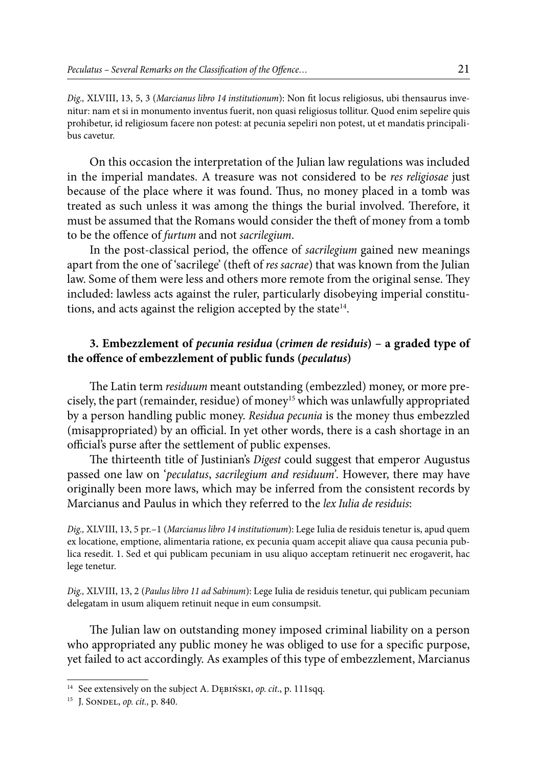*Dig.,* XLVIII, 13, 5, 3 (*Marcianus libro 14 institutionum*): Non fit locus religiosus, ubi thensaurus invenitur: nam et si in monumento inventus fuerit, non quasi religiosus tollitur. Quod enim sepelire quis prohibetur, id religiosum facere non potest: at pecunia sepeliri non potest, ut et mandatis principalibus cavetur.

On this occasion the interpretation of the Julian law regulations was included in the imperial mandates. A treasure was not considered to be *res religiosae* just because of the place where it was found. Thus, no money placed in a tomb was treated as such unless it was among the things the burial involved. Therefore, it must be assumed that the Romans would consider the theft of money from a tomb to be the offence of *furtum* and not *sacrilegium*.

In the post-classical period, the offence of *sacrilegium* gained new meanings apart from the one of 'sacrilege' (theft of *res sacrae*) that was known from the Julian law. Some of them were less and others more remote from the original sense. They included: lawless acts against the ruler, particularly disobeying imperial constitutions, and acts against the religion accepted by the state[14].

### 3. Embezzlement of *pecunia residua* (*crimen de residuis*) – a graded type of the offence of embezzlement of public funds (*peculatus*)

The Latin term *residuum* meant outstanding (embezzled) money, or more precisely, the part (remainder, residue) of money[15] which was unlawfully appropriated by a person handling public money. *Residua pecunia* is the money thus embezzled (misappropriated) by an official. In yet other words, there is a cash shortage in an official's purse after the settlement of public expenses.

The thirteenth title of Justinian's *Digest* could suggest that emperor Augustus passed one law on '*peculatus*, *sacrilegium and residuum*'. However, there may have originally been more laws, which may be inferred from the consistent records by Marcianus and Paulus in which they referred to the *lex Iulia de residuis*:

*Dig.,* XLVIII, 13, 5 pr.–1 (*Marcianus libro 14 institutionum*): Lege Iulia de residuis tenetur is, apud quem ex locatione, emptione, alimentaria ratione, ex pecunia quam accepit aliave qua causa pecunia publica resedit. 1. Sed et qui publicam pecuniam in usu aliquo acceptam retinuerit nec erogaverit, hac lege tenetur.

*Dig.,* XLVIII, 13, 2 (*Paulus libro 11 ad Sabinum*): Lege Iulia de residuis tenetur, qui publicam pecuniam delegatam in usum aliquem retinuit neque in eum consumpsit.

The Julian law on outstanding money imposed criminal liability on a person who appropriated any public money he was obliged to use for a specific purpose, yet failed to act accordingly. As examples of this type of embezzlement, Marcianus

---

[14] See extensively on the subject A. Dębiński, *op. cit*., p. 111sqq.

[15] J. Sondel, *op. cit.,* p. 840.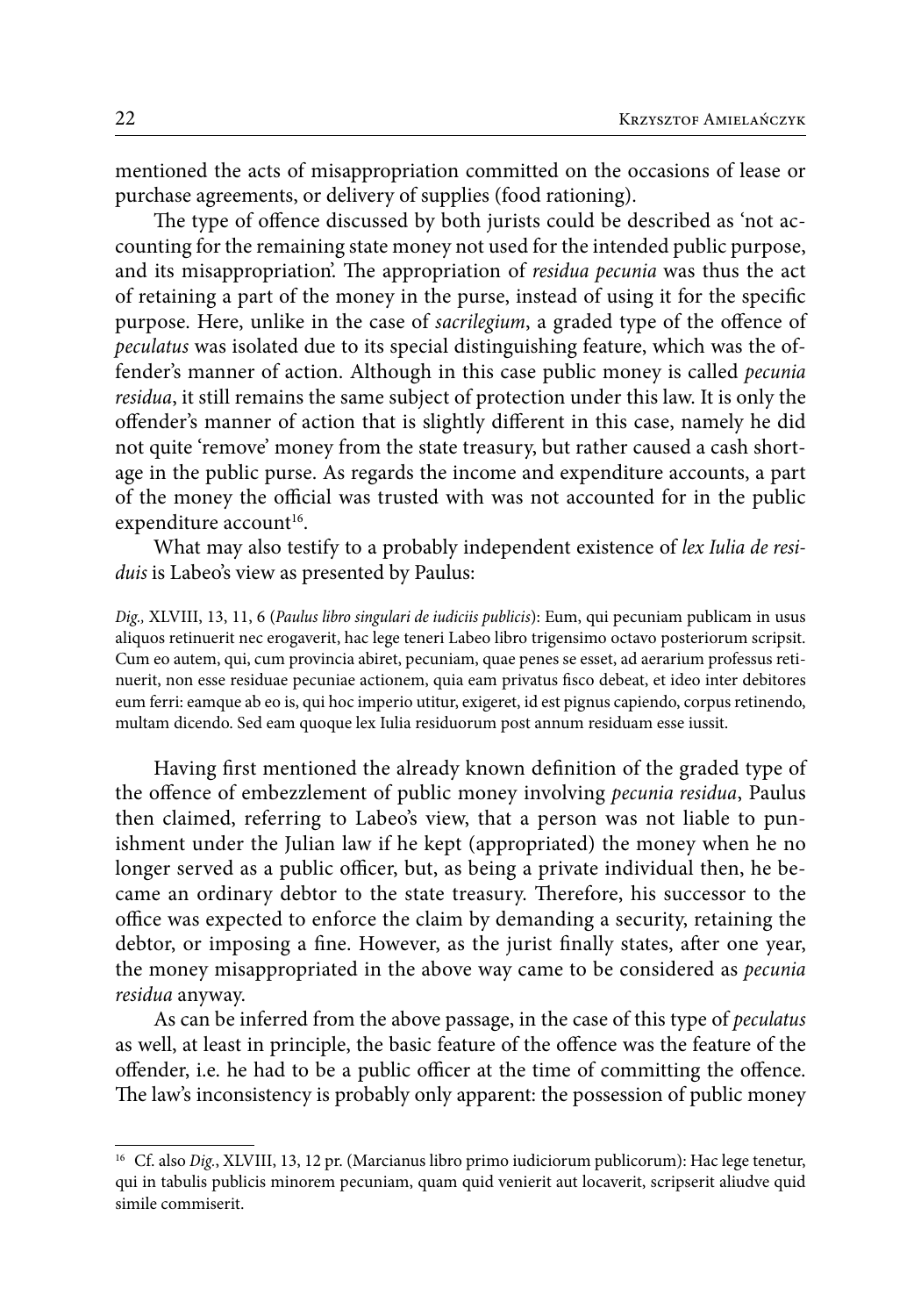mentioned the acts of misappropriation committed on the occasions of lease or purchase agreements, or delivery of supplies (food rationing).

The type of offence discussed by both jurists could be described as 'not accounting for the remaining state money not used for the intended public purpose, and its misappropriation'. The appropriation of *residua pecunia* was thus the act of retaining a part of the money in the purse, instead of using it for the specific purpose. Here, unlike in the case of *sacrilegium*, a graded type of the offence of *peculatus* was isolated due to its special distinguishing feature, which was the offender's manner of action. Although in this case public money is called *pecunia residua*, it still remains the same subject of protection under this law. It is only the offender's manner of action that is slightly different in this case, namely he did not quite 'remove' money from the state treasury, but rather caused a cash shortage in the public purse. As regards the income and expenditure accounts, a part of the money the official was trusted with was not accounted for in the public expenditure account[16].

What may also testify to a probably independent existence of *lex Iulia de residuis* is Labeo's view as presented by Paulus:

*Dig.,* XLVIII, 13, 11, 6 (*Paulus libro singulari de iudiciis publicis*): Eum, qui pecuniam publicam in usus aliquos retinuerit nec erogaverit, hac lege teneri Labeo libro trigensimo octavo posteriorum scripsit. Cum eo autem, qui, cum provincia abiret, pecuniam, quae penes se esset, ad aerarium professus retinuerit, non esse residuae pecuniae actionem, quia eam privatus fisco debeat, et ideo inter debitores eum ferri: eamque ab eo is, qui hoc imperio utitur, exigeret, id est pignus capiendo, corpus retinendo, multam dicendo. Sed eam quoque lex Iulia residuorum post annum residuam esse iussit.

Having first mentioned the already known definition of the graded type of the offence of embezzlement of public money involving *pecunia residua*, Paulus then claimed, referring to Labeo's view, that a person was not liable to punishment under the Julian law if he kept (appropriated) the money when he no longer served as a public officer, but, as being a private individual then, he became an ordinary debtor to the state treasury. Therefore, his successor to the office was expected to enforce the claim by demanding a security, retaining the debtor, or imposing a fine. However, as the jurist finally states, after one year, the money misappropriated in the above way came to be considered as *pecunia residua* anyway.

As can be inferred from the above passage, in the case of this type of *peculatus* as well, at least in principle, the basic feature of the offence was the feature of the offender, i.e. he had to be a public officer at the time of committing the offence. The law's inconsistency is probably only apparent: the possession of public money

---

[16] Cf. also *Dig.*, XLVIII, 13, 12 pr. (Marcianus libro primo iudiciorum publicorum): Hac lege tenetur, qui in tabulis publicis minorem pecuniam, quam quid venierit aut locaverit, scripserit aliudve quid simile commiserit.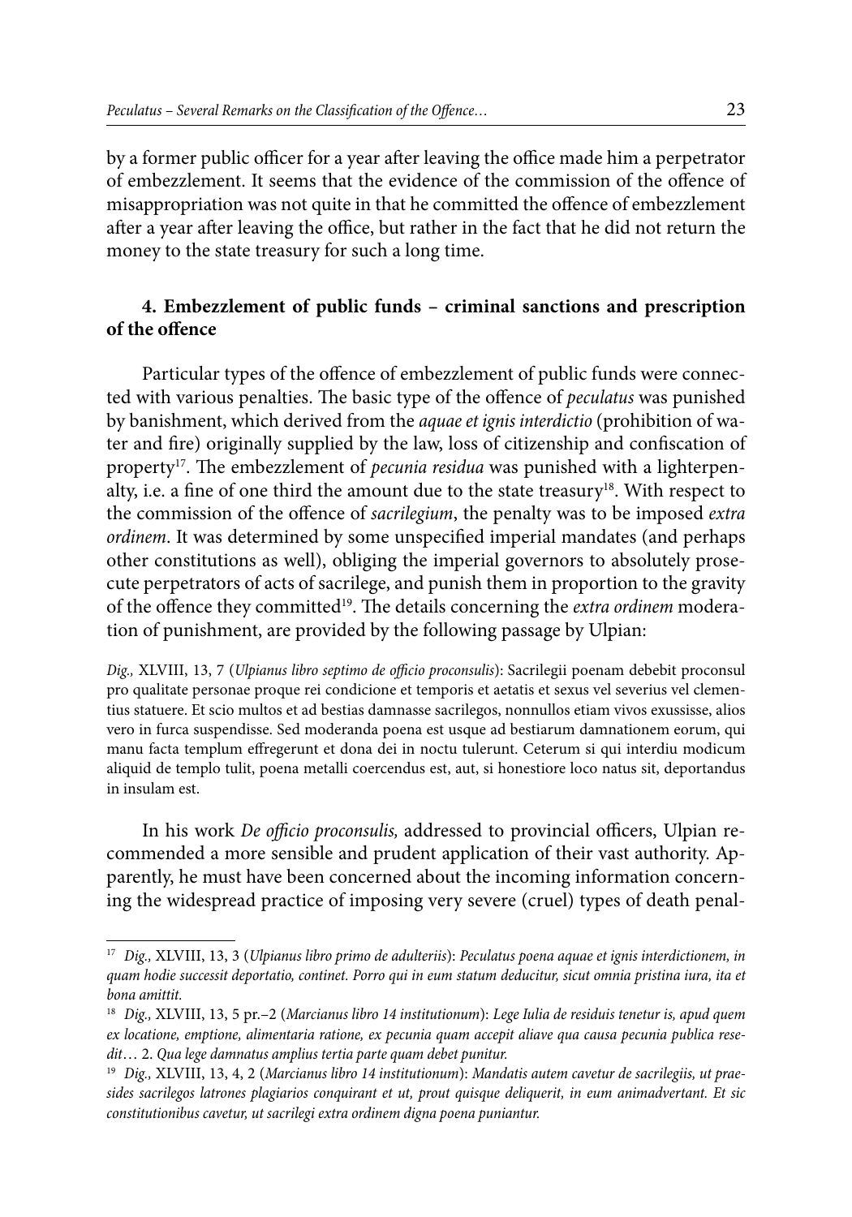by a former public officer for a year after leaving the office made him a perpetrator of embezzlement. It seems that the evidence of the commission of the offence of misappropriation was not quite in that he committed the offence of embezzlement after a year after leaving the office, but rather in the fact that he did not return the money to the state treasury for such a long time.

### 4. Embezzlement of public funds – criminal sanctions and prescription of the offence

Particular types of the offence of embezzlement of public funds were connected with various penalties. The basic type of the offence of *peculatus* was punished by banishment, which derived from the *aquae et ignis interdictio* (prohibition of water and fire) originally supplied by the law, loss of citizenship and confiscation of property[17]. The embezzlement of *pecunia residua* was punished with a lighterpenalty, i.e. a fine of one third the amount due to the state treasury[18]. With respect to the commission of the offence of *sacrilegium*, the penalty was to be imposed *extra ordinem*. It was determined by some unspecified imperial mandates (and perhaps other constitutions as well), obliging the imperial governors to absolutely prosecute perpetrators of acts of sacrilege, and punish them in proportion to the gravity of the offence they committed[19]. The details concerning the *extra ordinem* moderation of punishment, are provided by the following passage by Ulpian:

*Dig.,* XLVIII, 13, 7 (*Ulpianus libro septimo de officio proconsulis*): Sacrilegii poenam debebit proconsul pro qualitate personae proque rei condicione et temporis et aetatis et sexus vel severius vel clementius statuere. Et scio multos et ad bestias damnasse sacrilegos, nonnullos etiam vivos exussisse, alios vero in furca suspendisse. Sed moderanda poena est usque ad bestiarum damnationem eorum, qui manu facta templum effregerunt et dona dei in noctu tulerunt. Ceterum si qui interdiu modicum aliquid de templo tulit, poena metalli coercendus est, aut, si honestiore loco natus sit, deportandus in insulam est.

In his work *De officio proconsulis,* addressed to provincial officers, Ulpian recommended a more sensible and prudent application of their vast authority. Apparently, he must have been concerned about the incoming information concerning the widespread practice of imposing very severe (cruel) types of death penal-

---

[17] *Dig.,* XLVIII, 13, 3 (*Ulpianus libro primo de adulteriis*): *Peculatus poena aquae et ignis interdictionem, in quam hodie successit deportatio, continet. Porro qui in eum statum deducitur, sicut omnia pristina iura, ita et bona amittit.*

[18] *Dig.,* XLVIII, 13, 5 pr.–2 (*Marcianus libro 14 institutionum*): *Lege Iulia de residuis tenetur is, apud quem ex locatione, emptione, alimentaria ratione, ex pecunia quam accepit aliave qua causa pecunia publica resedit*… 2. *Qua lege damnatus amplius tertia parte quam debet punitur.*

[19] *Dig.,* XLVIII, 13, 4, 2 (*Marcianus libro 14 institutionum*): *Mandatis autem cavetur de sacrilegiis, ut praesides sacrilegos latrones plagiarios conquirant et ut, prout quisque deliquerit, in eum animadvertant. Et sic constitutionibus cavetur, ut sacrilegi extra ordinem digna poena puniantur.*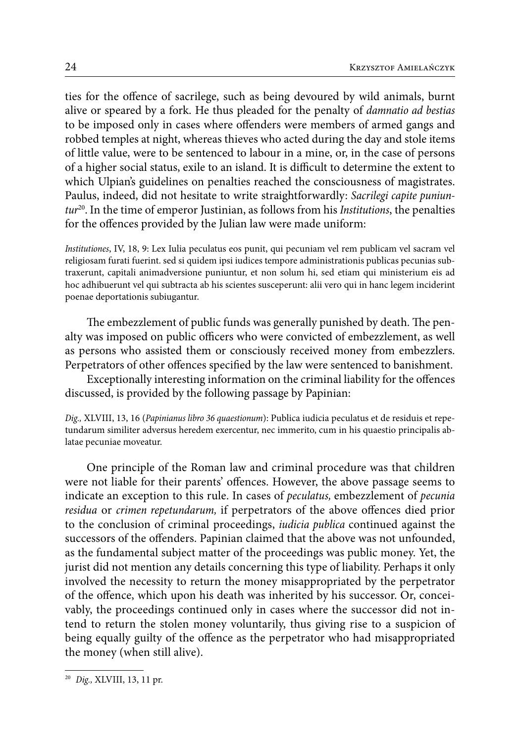ties for the offence of sacrilege, such as being devoured by wild animals, burnt alive or speared by a fork. He thus pleaded for the penalty of *damnatio ad bestias* to be imposed only in cases where offenders were members of armed gangs and robbed temples at night, whereas thieves who acted during the day and stole items of little value, were to be sentenced to labour in a mine, or, in the case of persons of a higher social status, exile to an island. It is difficult to determine the extent to which Ulpian's guidelines on penalties reached the consciousness of magistrates. Paulus, indeed, did not hesitate to write straightforwardly: *Sacrilegi capite puniuntur*[20]. In the time of emperor Justinian, as follows from his *Institutions*, the penalties for the offences provided by the Julian law were made uniform:

*Institutiones*, IV, 18, 9: Lex Iulia peculatus eos punit, qui pecuniam vel rem publicam vel sacram vel religiosam furati fuerint. sed si quidem ipsi iudices tempore administrationis publicas pecunias subtraxerunt, capitali animadversione puniuntur, et non solum hi, sed etiam qui ministerium eis ad hoc adhibuerunt vel qui subtracta ab his scientes susceperunt: alii vero qui in hanc legem inciderint poenae deportationis subiugantur.

The embezzlement of public funds was generally punished by death. The penalty was imposed on public officers who were convicted of embezzlement, as well as persons who assisted them or consciously received money from embezzlers. Perpetrators of other offences specified by the law were sentenced to banishment.

Exceptionally interesting information on the criminal liability for the offences discussed, is provided by the following passage by Papinian:

*Dig.,* XLVIII, 13, 16 (*Papinianus libro 36 quaestionum*): Publica iudicia peculatus et de residuis et repetundarum similiter adversus heredem exercentur, nec immerito, cum in his quaestio principalis ablatae pecuniae moveatur.

One principle of the Roman law and criminal procedure was that children were not liable for their parents' offences. However, the above passage seems to indicate an exception to this rule. In cases of *peculatus,* embezzlement of *pecunia residua* or *crimen repetundarum,* if perpetrators of the above offences died prior to the conclusion of criminal proceedings, *iudicia publica* continued against the successors of the offenders. Papinian claimed that the above was not unfounded, as the fundamental subject matter of the proceedings was public money. Yet, the jurist did not mention any details concerning this type of liability. Perhaps it only involved the necessity to return the money misappropriated by the perpetrator of the offence, which upon his death was inherited by his successor. Or, conceivably, the proceedings continued only in cases where the successor did not intend to return the stolen money voluntarily, thus giving rise to a suspicion of being equally guilty of the offence as the perpetrator who had misappropriated the money (when still alive).

[20] *Dig.,* XLVIII, 13, 11 pr.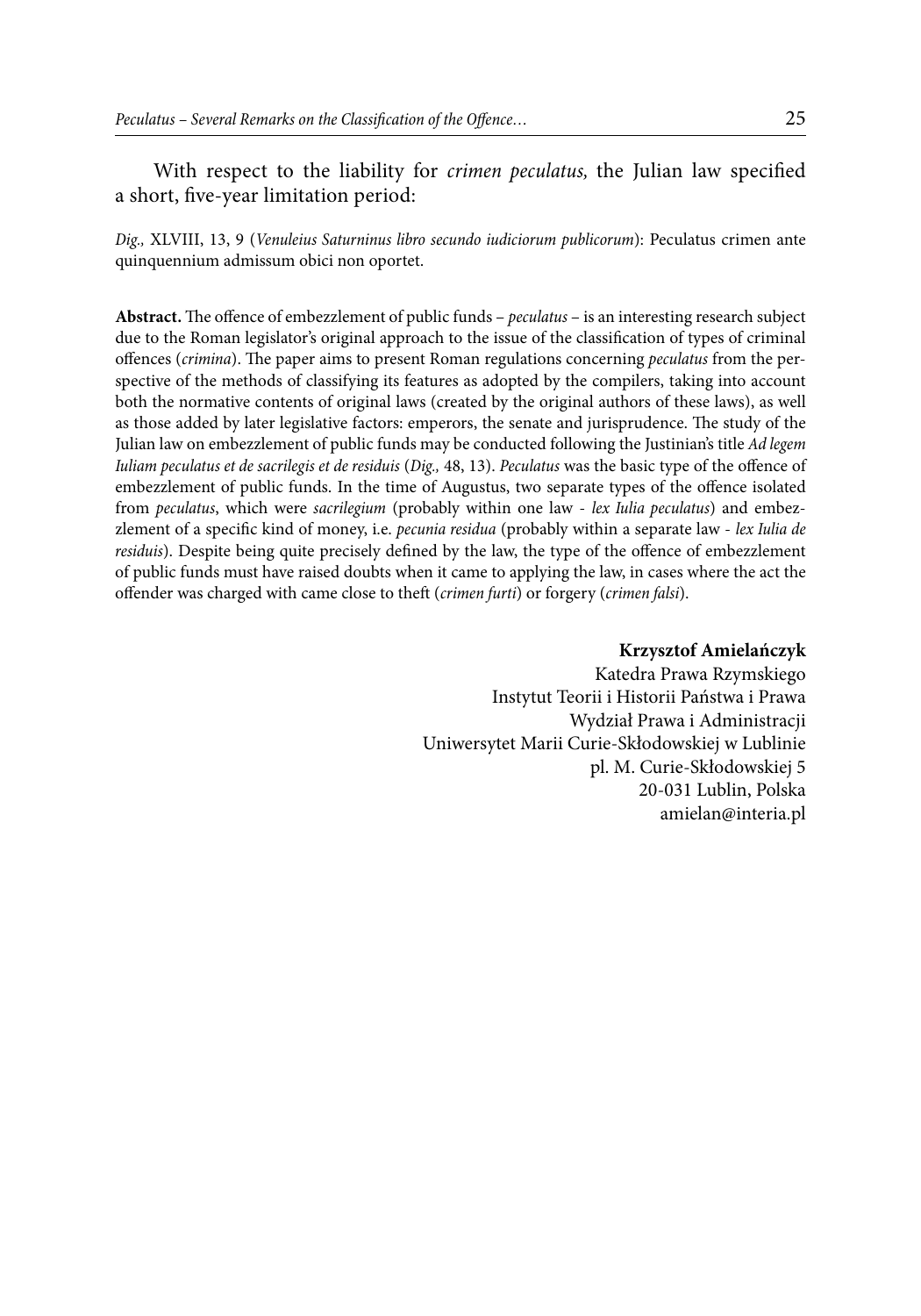With respect to the liability for *crimen peculatus,* the Julian law specified a short, five-year limitation period:

*Dig.,* XLVIII, 13, 9 (*Venuleius Saturninus libro secundo iudiciorum publicorum*): Peculatus crimen ante quinquennium admissum obici non oportet.

**Abstract.** The offence of embezzlement of public funds – *peculatus* – is an interesting research subject due to the Roman legislator's original approach to the issue of the classification of types of criminal offences (*crimina*). The paper aims to present Roman regulations concerning *peculatus* from the perspective of the methods of classifying its features as adopted by the compilers, taking into account both the normative contents of original laws (created by the original authors of these laws), as well as those added by later legislative factors: emperors, the senate and jurisprudence. The study of the Julian law on embezzlement of public funds may be conducted following the Justinian's title *Ad legem Iuliam peculatus et de sacrilegis et de residuis* (*Dig.,* 48, 13). *Peculatus* was the basic type of the offence of embezzlement of public funds. In the time of Augustus, two separate types of the offence isolated from *peculatus*, which were *sacrilegium* (probably within one law - *lex Iulia peculatus*) and embezzlement of a specific kind of money, i.e. *pecunia residua* (probably within a separate law - *lex Iulia de residuis*). Despite being quite precisely defined by the law, the type of the offence of embezzlement of public funds must have raised doubts when it came to applying the law, in cases where the act the offender was charged with came close to theft (*crimen furti*) or forgery (*crimen falsi*).

**Krzysztof Amielańczyk**
Katedra Prawa Rzymskiego
Instytut Teorii i Historii Państwa i Prawa
Wydział Prawa i Administracji
Uniwersytet Marii Curie-Skłodowskiej w Lublinie
pl. M. Curie-Skłodowskiej 5
20-031 Lublin, Polska
amielan@interia.pl